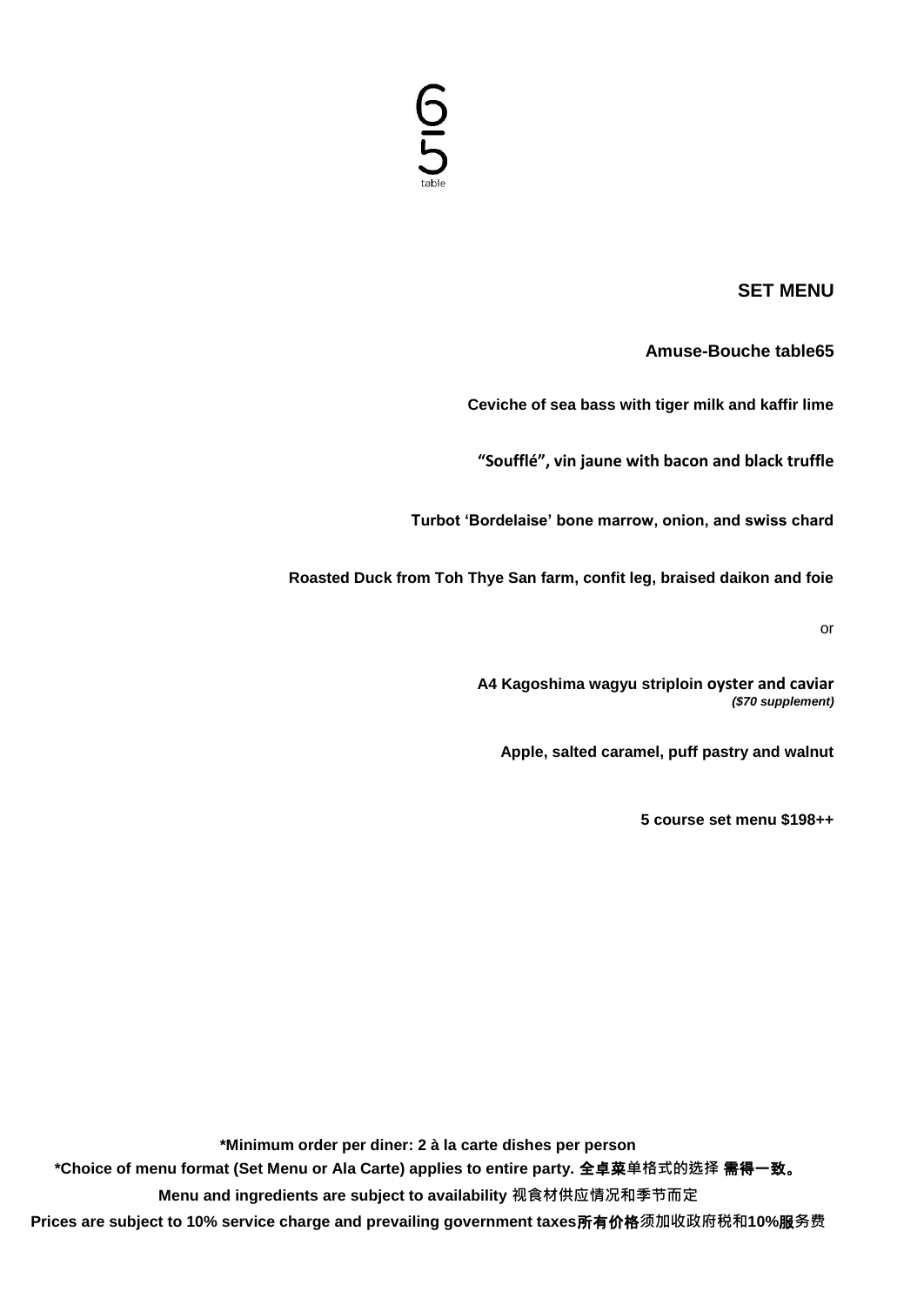6
5
table

## SET MENU

**Amuse-Bouche table65**

**Ceviche of sea bass with tiger milk and kaffir lime**

**"Soufflé", vin jaune with bacon and black truffle**

**Turbot 'Bordelaise' bone marrow, onion, and swiss chard**

**Roasted Duck from Toh Thye San farm, confit leg, braised daikon and foie**

or

**A4 Kagoshima wagyu striploin oyster and caviar**
***($70 supplement)***

**Apple, salted caramel, puff pastry and walnut**

**5 course set menu $198++**

**\*Minimum order per diner: 2 à la carte dishes per person**

**\*Choice of menu format (Set Menu or Ala Carte) applies to entire party. 全卓菜**单格式的选择 **需得一致。**

**Menu and ingredients are subject to availability** 视食材供应情况和季节而定

**Prices are subject to 10% service charge and prevailing government taxes所有价格**须加收政府税和**10%服**务费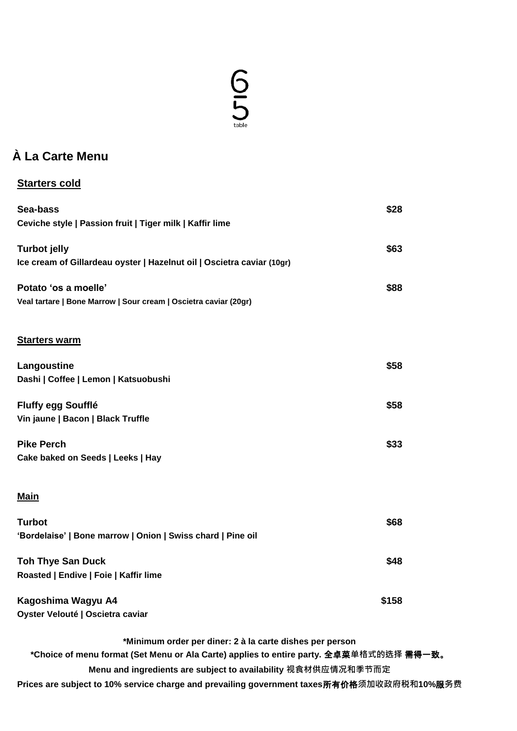6
5
table

# À La Carte Menu

## Starters cold

**Sea-bass** **$28**
**Ceviche style | Passion fruit | Tiger milk | Kaffir lime**

**Turbot jelly** **$63**
**Ice cream of Gillardeau oyster | Hazelnut oil | Oscietra caviar (10gr)**

**Potato 'os a moelle'** **$88**
**Veal tartare | Bone Marrow | Sour cream | Oscietra caviar (20gr)**

## Starters warm

**Langoustine** **$58**
**Dashi | Coffee | Lemon | Katsuobushi**

**Fluffy egg Soufflé** **$58**
**Vin jaune | Bacon | Black Truffle**

**Pike Perch** **$33**
**Cake baked on Seeds | Leeks | Hay**

## Main

**Turbot** **$68**
**'Bordelaise' | Bone marrow | Onion | Swiss chard | Pine oil**

**Toh Thye San Duck** **$48**
**Roasted | Endive | Foie | Kaffir lime**

**Kagoshima Wagyu A4** **$158**
**Oyster Velouté | Oscietra caviar**

**\*Minimum order per diner: 2 à la carte dishes per person**

**\*Choice of menu format (Set Menu or Ala Carte) applies to entire party. 全卓菜**单格式的选择 **需得一致。**

**Menu and ingredients are subject to availability** 视食材供应情况和季节而定

**Prices are subject to 10% service charge and prevailing government taxes所有价格**须加收政府税和**10%服**务费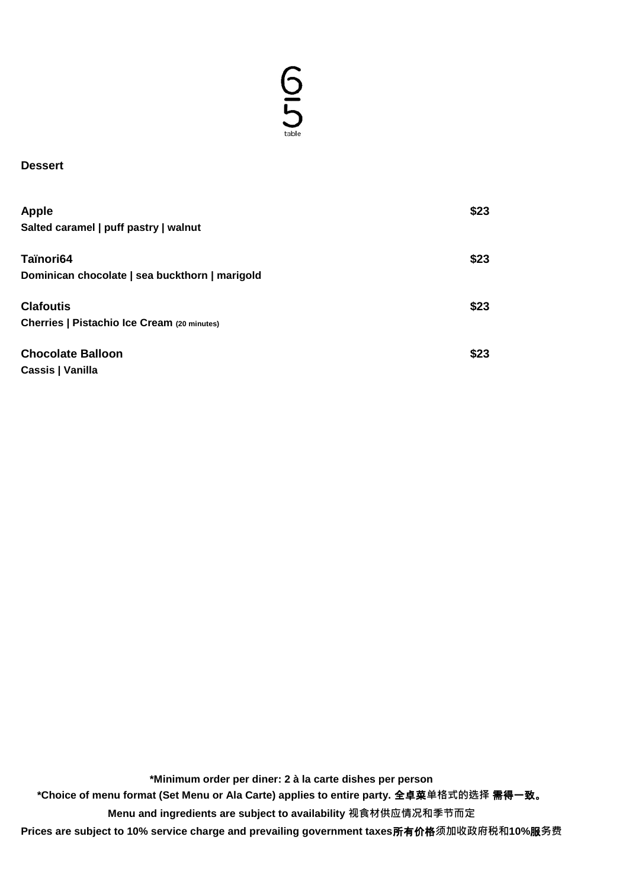65 table

## Dessert

**Apple** **$23**
**Salted caramel | puff pastry | walnut**

**Taïnori64** **$23**
**Dominican chocolate | sea buckthorn | marigold**

**Clafoutis** **$23**
**Cherries | Pistachio Ice Cream (20 minutes)**

**Chocolate Balloon** **$23**
**Cassis | Vanilla**

**\*Minimum order per diner: 2 à la carte dishes per person**

**\*Choice of menu format (Set Menu or Ala Carte) applies to entire party. 全卓菜**单格式的选择 **需得一致。**

**Menu and ingredients are subject to availability** 视食材供应情况和季节而定

**Prices are subject to 10% service charge and prevailing government taxes所有价格**须加收政府税和**10%服**务费